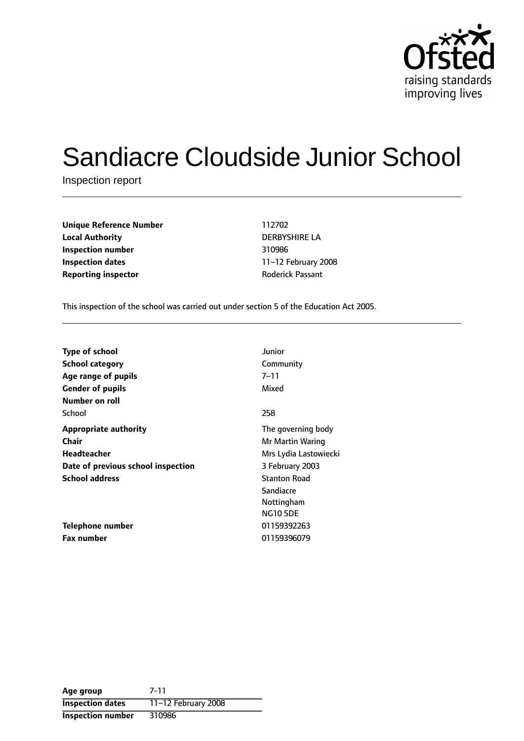# Sandiacre Cloudside Junior School

Inspection report

| | |
|---|---|
| **Unique Reference Number** | 112702 |
| **Local Authority** | DERBYSHIRE LA |
| **Inspection number** | 310986 |
| **Inspection dates** | 11–12 February 2008 |
| **Reporting inspector** | Roderick Passant |

This inspection of the school was carried out under section 5 of the Education Act 2005.

| | |
|---|---|
| **Type of school** | Junior |
| **School category** | Community |
| **Age range of pupils** | 7–11 |
| **Gender of pupils** | Mixed |
| **Number on roll** | |
| School | 258 |
| **Appropriate authority** | The governing body |
| **Chair** | Mr Martin Waring |
| **Headteacher** | Mrs Lydia Lastowiecki |
| **Date of previous school inspection** | 3 February 2003 |
| **School address** | Stanton Road<br>Sandiacre<br>Nottingham<br>NG10 5DE |
| **Telephone number** | 01159392263 |
| **Fax number** | 01159396079 |

| | |
|---|---|
| **Age group** | 7–11 |
| **Inspection dates** | 11–12 February 2008 |
| **Inspection number** | 310986 |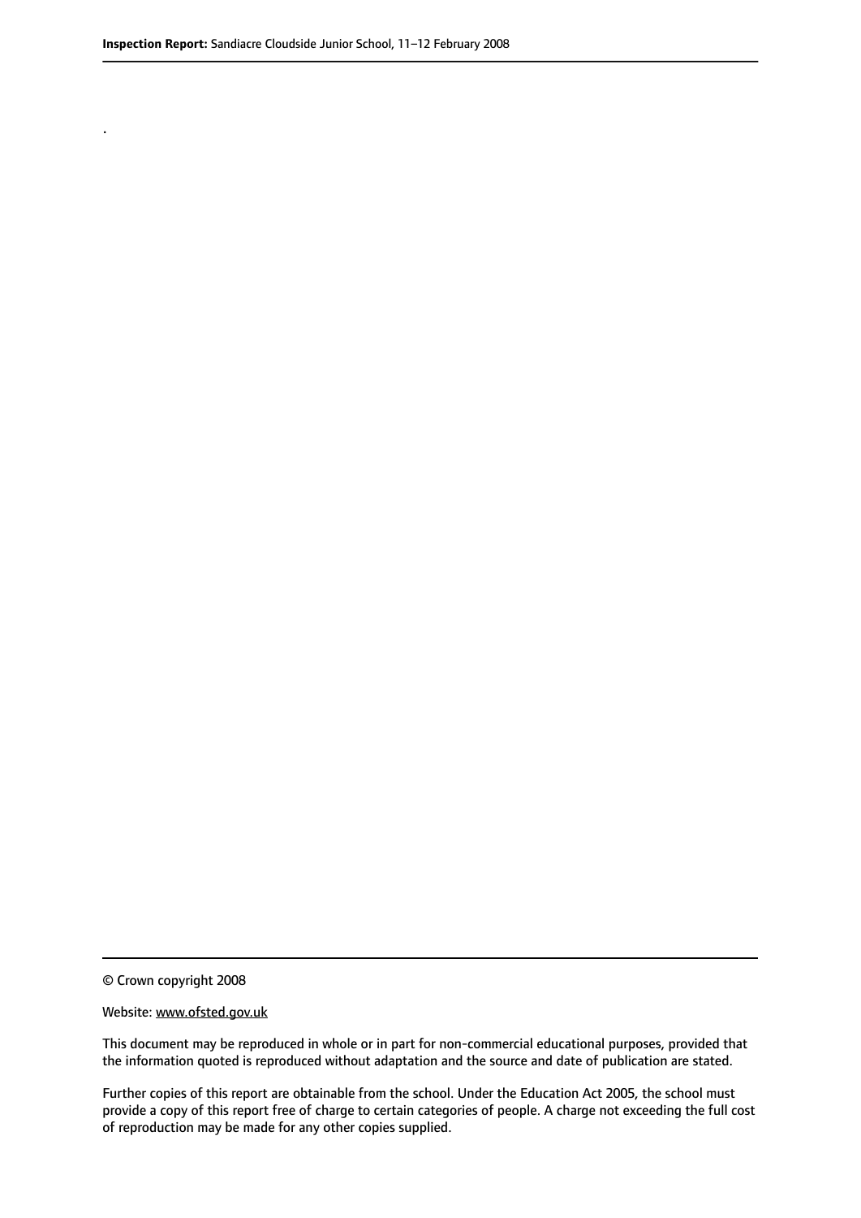.

© Crown copyright 2008

Website: www.ofsted.gov.uk

This document may be reproduced in whole or in part for non-commercial educational purposes, provided that the information quoted is reproduced without adaptation and the source and date of publication are stated.

Further copies of this report are obtainable from the school. Under the Education Act 2005, the school must provide a copy of this report free of charge to certain categories of people. A charge not exceeding the full cost of reproduction may be made for any other copies supplied.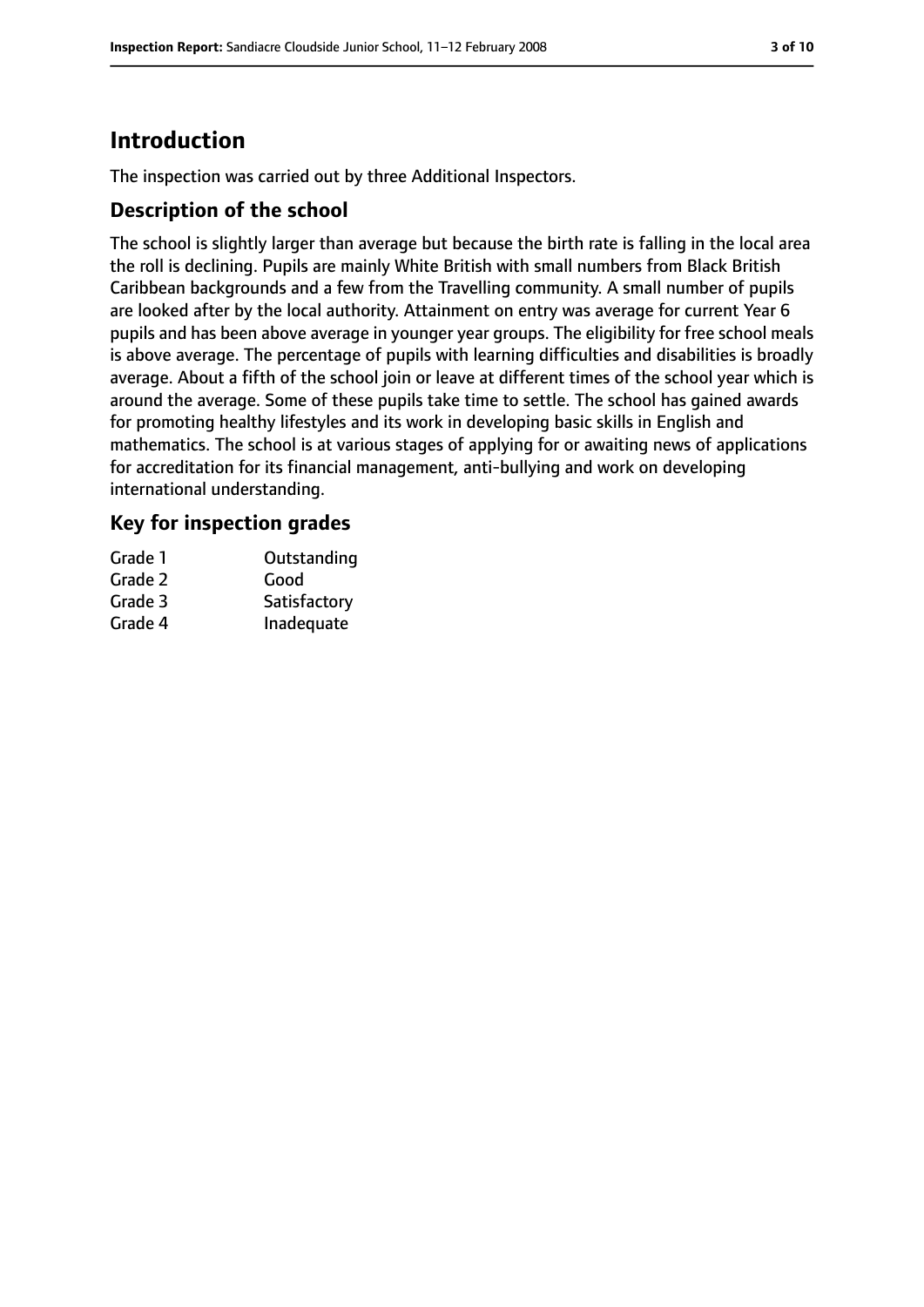## Introduction

The inspection was carried out by three Additional Inspectors.

### Description of the school

The school is slightly larger than average but because the birth rate is falling in the local area the roll is declining. Pupils are mainly White British with small numbers from Black British Caribbean backgrounds and a few from the Travelling community. A small number of pupils are looked after by the local authority. Attainment on entry was average for current Year 6 pupils and has been above average in younger year groups. The eligibility for free school meals is above average. The percentage of pupils with learning difficulties and disabilities is broadly average. About a fifth of the school join or leave at different times of the school year which is around the average. Some of these pupils take time to settle. The school has gained awards for promoting healthy lifestyles and its work in developing basic skills in English and mathematics. The school is at various stages of applying for or awaiting news of applications for accreditation for its financial management, anti-bullying and work on developing international understanding.

### Key for inspection grades

| | |
|---|---|
| Grade 1 | Outstanding |
| Grade 2 | Good |
| Grade 3 | Satisfactory |
| Grade 4 | Inadequate |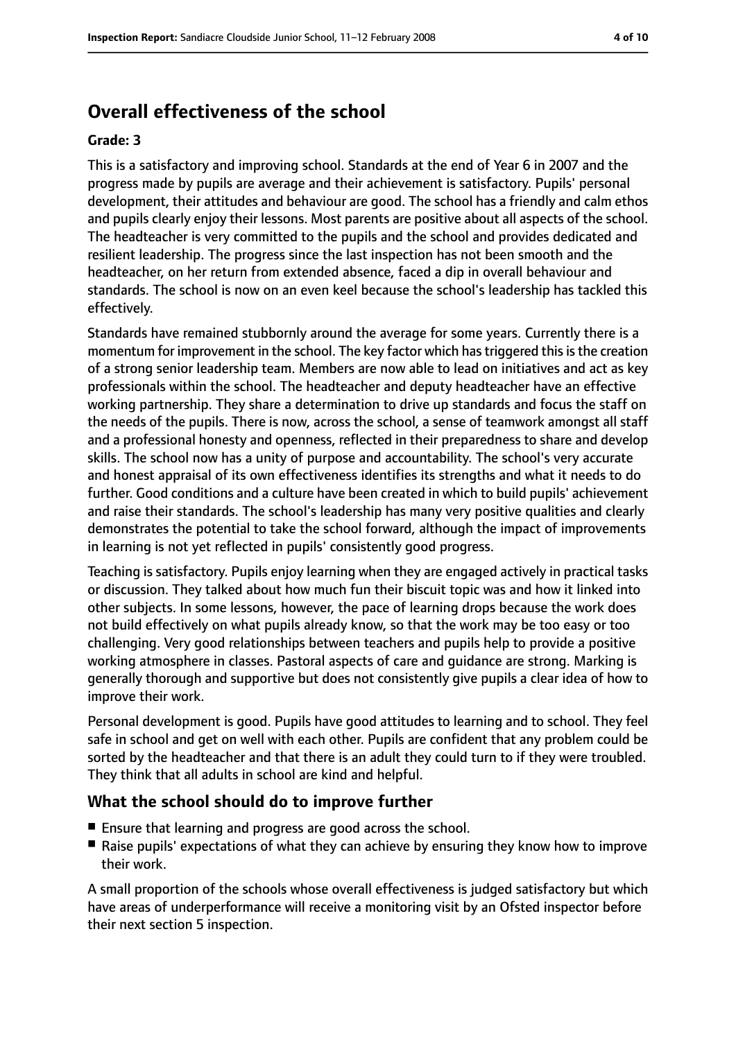## Overall effectiveness of the school

### Grade: 3

This is a satisfactory and improving school. Standards at the end of Year 6 in 2007 and the progress made by pupils are average and their achievement is satisfactory. Pupils' personal development, their attitudes and behaviour are good. The school has a friendly and calm ethos and pupils clearly enjoy their lessons. Most parents are positive about all aspects of the school. The headteacher is very committed to the pupils and the school and provides dedicated and resilient leadership. The progress since the last inspection has not been smooth and the headteacher, on her return from extended absence, faced a dip in overall behaviour and standards. The school is now on an even keel because the school's leadership has tackled this effectively.

Standards have remained stubbornly around the average for some years. Currently there is a momentum for improvement in the school. The key factor which has triggered this is the creation of a strong senior leadership team. Members are now able to lead on initiatives and act as key professionals within the school. The headteacher and deputy headteacher have an effective working partnership. They share a determination to drive up standards and focus the staff on the needs of the pupils. There is now, across the school, a sense of teamwork amongst all staff and a professional honesty and openness, reflected in their preparedness to share and develop skills. The school now has a unity of purpose and accountability. The school's very accurate and honest appraisal of its own effectiveness identifies its strengths and what it needs to do further. Good conditions and a culture have been created in which to build pupils' achievement and raise their standards. The school's leadership has many very positive qualities and clearly demonstrates the potential to take the school forward, although the impact of improvements in learning is not yet reflected in pupils' consistently good progress.

Teaching is satisfactory. Pupils enjoy learning when they are engaged actively in practical tasks or discussion. They talked about how much fun their biscuit topic was and how it linked into other subjects. In some lessons, however, the pace of learning drops because the work does not build effectively on what pupils already know, so that the work may be too easy or too challenging. Very good relationships between teachers and pupils help to provide a positive working atmosphere in classes. Pastoral aspects of care and guidance are strong. Marking is generally thorough and supportive but does not consistently give pupils a clear idea of how to improve their work.

Personal development is good. Pupils have good attitudes to learning and to school. They feel safe in school and get on well with each other. Pupils are confident that any problem could be sorted by the headteacher and that there is an adult they could turn to if they were troubled. They think that all adults in school are kind and helpful.

### What the school should do to improve further

- Ensure that learning and progress are good across the school.
- Raise pupils' expectations of what they can achieve by ensuring they know how to improve their work.

A small proportion of the schools whose overall effectiveness is judged satisfactory but which have areas of underperformance will receive a monitoring visit by an Ofsted inspector before their next section 5 inspection.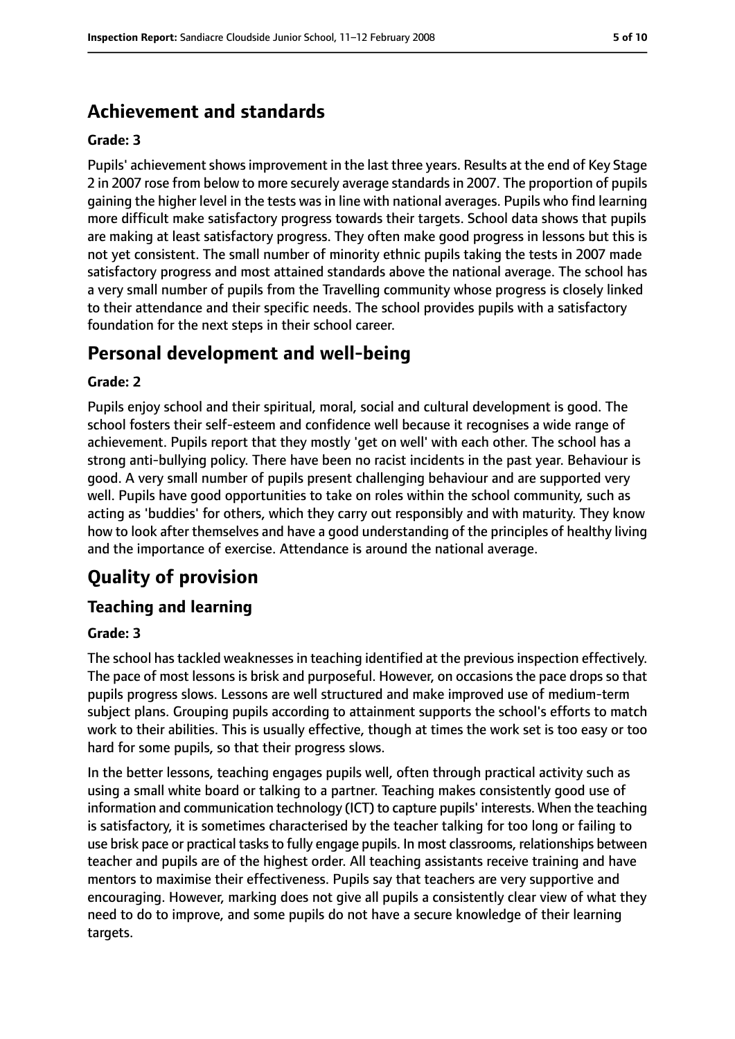## Achievement and standards

**Grade: 3**

Pupils' achievement shows improvement in the last three years. Results at the end of Key Stage 2 in 2007 rose from below to more securely average standards in 2007. The proportion of pupils gaining the higher level in the tests was in line with national averages. Pupils who find learning more difficult make satisfactory progress towards their targets. School data shows that pupils are making at least satisfactory progress. They often make good progress in lessons but this is not yet consistent. The small number of minority ethnic pupils taking the tests in 2007 made satisfactory progress and most attained standards above the national average. The school has a very small number of pupils from the Travelling community whose progress is closely linked to their attendance and their specific needs. The school provides pupils with a satisfactory foundation for the next steps in their school career.

## Personal development and well-being

**Grade: 2**

Pupils enjoy school and their spiritual, moral, social and cultural development is good. The school fosters their self-esteem and confidence well because it recognises a wide range of achievement. Pupils report that they mostly 'get on well' with each other. The school has a strong anti-bullying policy. There have been no racist incidents in the past year. Behaviour is good. A very small number of pupils present challenging behaviour and are supported very well. Pupils have good opportunities to take on roles within the school community, such as acting as 'buddies' for others, which they carry out responsibly and with maturity. They know how to look after themselves and have a good understanding of the principles of healthy living and the importance of exercise. Attendance is around the national average.

# Quality of provision

### Teaching and learning

**Grade: 3**

The school has tackled weaknesses in teaching identified at the previous inspection effectively. The pace of most lessons is brisk and purposeful. However, on occasions the pace drops so that pupils progress slows. Lessons are well structured and make improved use of medium-term subject plans. Grouping pupils according to attainment supports the school's efforts to match work to their abilities. This is usually effective, though at times the work set is too easy or too hard for some pupils, so that their progress slows.

In the better lessons, teaching engages pupils well, often through practical activity such as using a small white board or talking to a partner. Teaching makes consistently good use of information and communication technology (ICT) to capture pupils' interests. When the teaching is satisfactory, it is sometimes characterised by the teacher talking for too long or failing to use brisk pace or practical tasks to fully engage pupils. In most classrooms, relationships between teacher and pupils are of the highest order. All teaching assistants receive training and have mentors to maximise their effectiveness. Pupils say that teachers are very supportive and encouraging. However, marking does not give all pupils a consistently clear view of what they need to do to improve, and some pupils do not have a secure knowledge of their learning targets.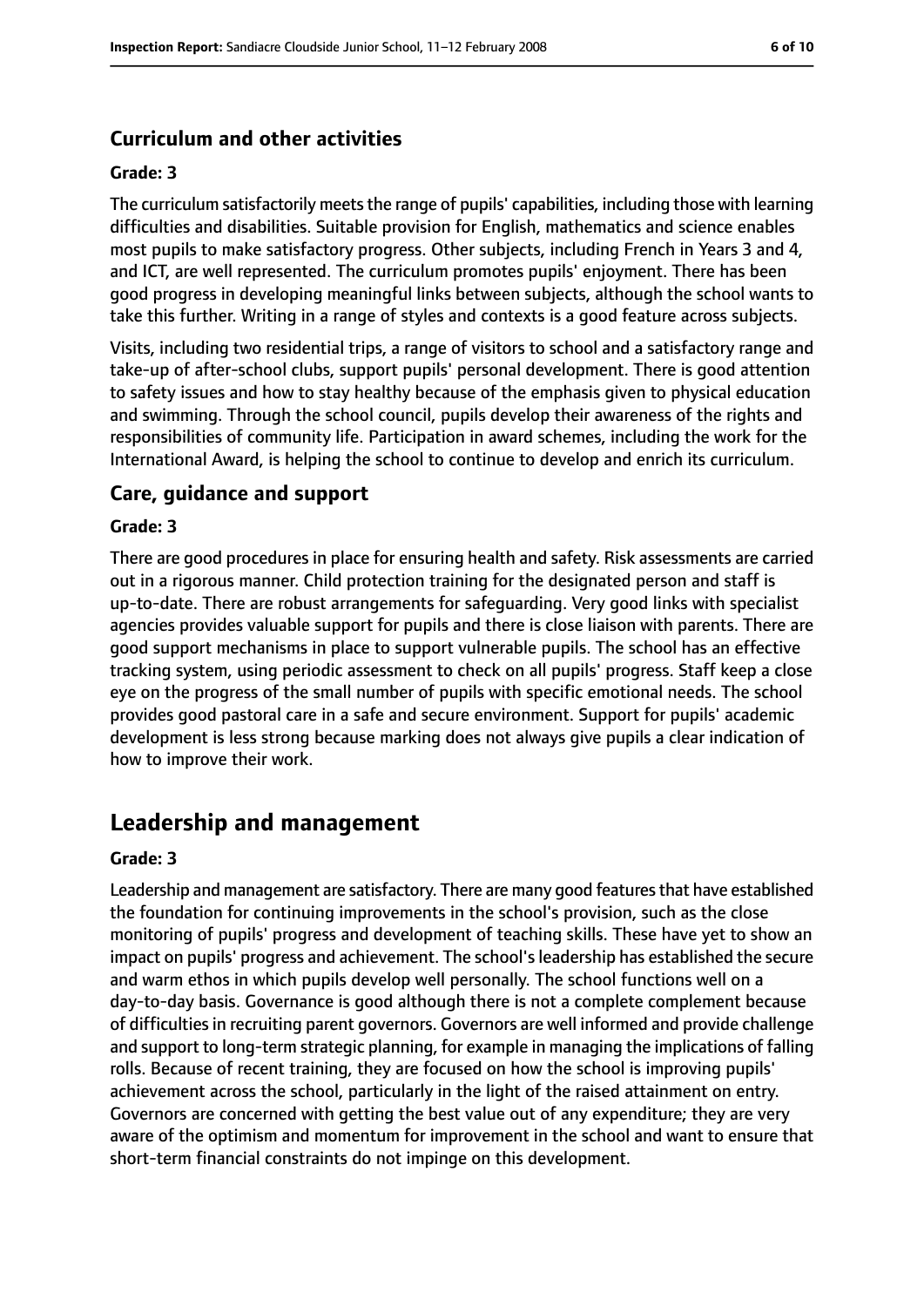### Curriculum and other activities

#### Grade: 3

The curriculum satisfactorily meets the range of pupils' capabilities, including those with learning difficulties and disabilities. Suitable provision for English, mathematics and science enables most pupils to make satisfactory progress. Other subjects, including French in Years 3 and 4, and ICT, are well represented. The curriculum promotes pupils' enjoyment. There has been good progress in developing meaningful links between subjects, although the school wants to take this further. Writing in a range of styles and contexts is a good feature across subjects.

Visits, including two residential trips, a range of visitors to school and a satisfactory range and take-up of after-school clubs, support pupils' personal development. There is good attention to safety issues and how to stay healthy because of the emphasis given to physical education and swimming. Through the school council, pupils develop their awareness of the rights and responsibilities of community life. Participation in award schemes, including the work for the International Award, is helping the school to continue to develop and enrich its curriculum.

### Care, guidance and support

#### Grade: 3

There are good procedures in place for ensuring health and safety. Risk assessments are carried out in a rigorous manner. Child protection training for the designated person and staff is up-to-date. There are robust arrangements for safeguarding. Very good links with specialist agencies provides valuable support for pupils and there is close liaison with parents. There are good support mechanisms in place to support vulnerable pupils. The school has an effective tracking system, using periodic assessment to check on all pupils' progress. Staff keep a close eye on the progress of the small number of pupils with specific emotional needs. The school provides good pastoral care in a safe and secure environment. Support for pupils' academic development is less strong because marking does not always give pupils a clear indication of how to improve their work.

## Leadership and management

#### Grade: 3

Leadership and management are satisfactory. There are many good features that have established the foundation for continuing improvements in the school's provision, such as the close monitoring of pupils' progress and development of teaching skills. These have yet to show an impact on pupils' progress and achievement. The school's leadership has established the secure and warm ethos in which pupils develop well personally. The school functions well on a day-to-day basis. Governance is good although there is not a complete complement because of difficulties in recruiting parent governors. Governors are well informed and provide challenge and support to long-term strategic planning, for example in managing the implications of falling rolls. Because of recent training, they are focused on how the school is improving pupils' achievement across the school, particularly in the light of the raised attainment on entry. Governors are concerned with getting the best value out of any expenditure; they are very aware of the optimism and momentum for improvement in the school and want to ensure that short-term financial constraints do not impinge on this development.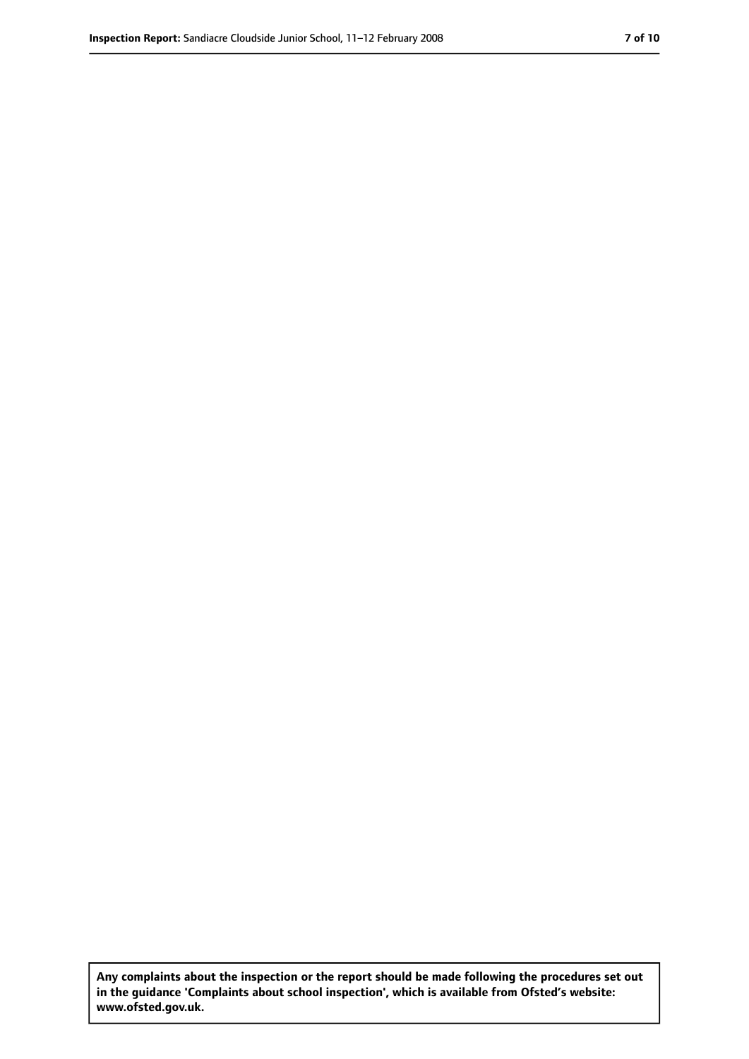**Any complaints about the inspection or the report should be made following the procedures set out in the guidance 'Complaints about school inspection', which is available from Ofsted's website: www.ofsted.gov.uk.**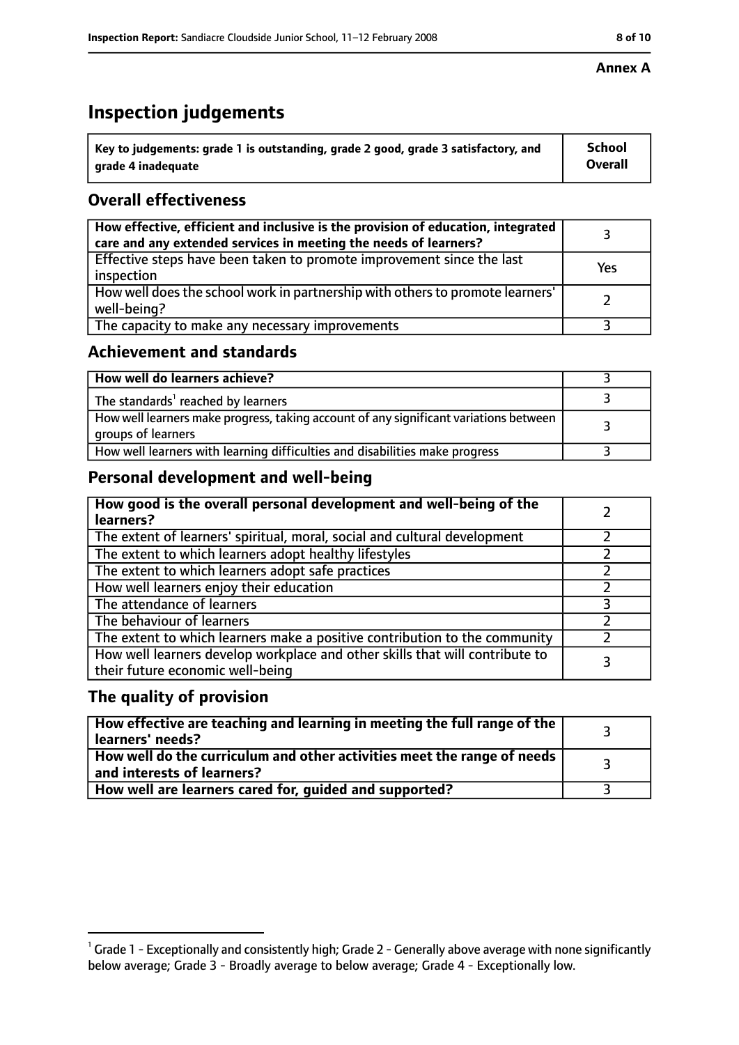**Annex A**

# Inspection judgements

| Key to judgements: grade 1 is outstanding, grade 2 good, grade 3 satisfactory, and grade 4 inadequate | School Overall |
|---|---|

## Overall effectiveness

| | |
|---|---|
| **How effective, efficient and inclusive is the provision of education, integrated care and any extended services in meeting the needs of learners?** | 3 |
| Effective steps have been taken to promote improvement since the last inspection | Yes |
| How well does the school work in partnership with others to promote learners' well-being? | 2 |
| The capacity to make any necessary improvements | 3 |

## Achievement and standards

| | |
|---|---|
| **How well do learners achieve?** | 3 |
| The standards[1] reached by learners | 3 |
| How well learners make progress, taking account of any significant variations between groups of learners | 3 |
| How well learners with learning difficulties and disabilities make progress | 3 |

## Personal development and well-being

| | |
|---|---|
| **How good is the overall personal development and well-being of the learners?** | 2 |
| The extent of learners' spiritual, moral, social and cultural development | 2 |
| The extent to which learners adopt healthy lifestyles | 2 |
| The extent to which learners adopt safe practices | 2 |
| How well learners enjoy their education | 2 |
| The attendance of learners | 3 |
| The behaviour of learners | 2 |
| The extent to which learners make a positive contribution to the community | 2 |
| How well learners develop workplace and other skills that will contribute to their future economic well-being | 3 |

## The quality of provision

| | |
|---|---|
| **How effective are teaching and learning in meeting the full range of the learners' needs?** | 3 |
| **How well do the curriculum and other activities meet the range of needs and interests of learners?** | 3 |
| **How well are learners cared for, guided and supported?** | 3 |

[1] Grade 1 - Exceptionally and consistently high; Grade 2 - Generally above average with none significantly below average; Grade 3 - Broadly average to below average; Grade 4 - Exceptionally low.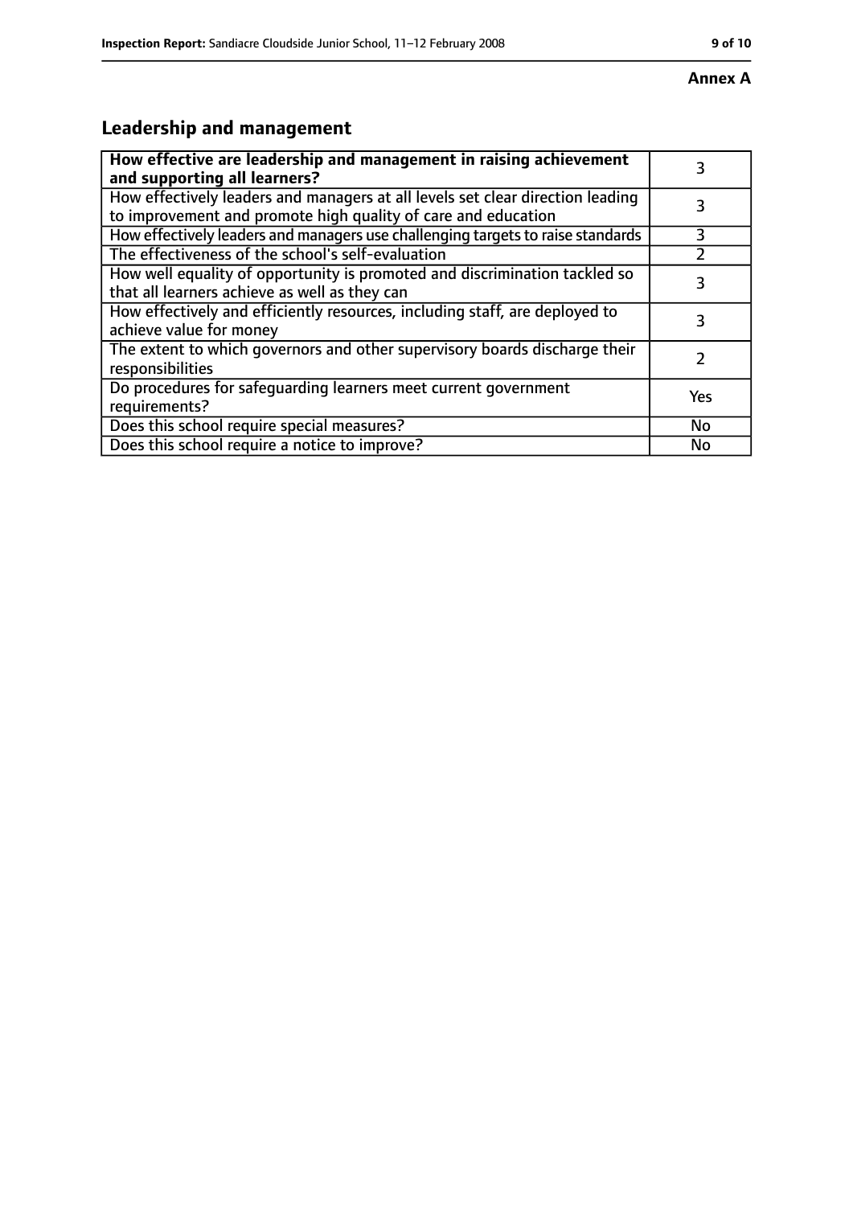**Annex A**

## Leadership and management

| **How effective are leadership and management in raising achievement and supporting all learners?** | 3 |
|---|---|
| How effectively leaders and managers at all levels set clear direction leading to improvement and promote high quality of care and education | 3 |
| How effectively leaders and managers use challenging targets to raise standards | 3 |
| The effectiveness of the school's self-evaluation | 2 |
| How well equality of opportunity is promoted and discrimination tackled so that all learners achieve as well as they can | 3 |
| How effectively and efficiently resources, including staff, are deployed to achieve value for money | 3 |
| The extent to which governors and other supervisory boards discharge their responsibilities | 2 |
| Do procedures for safeguarding learners meet current government requirements? | Yes |
| Does this school require special measures? | No |
| Does this school require a notice to improve? | No |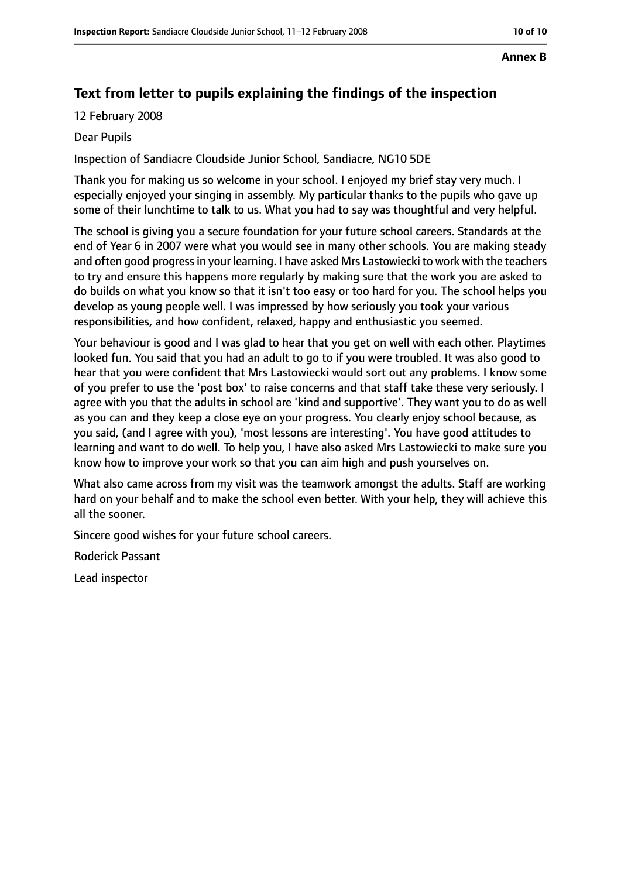**Annex B**

## Text from letter to pupils explaining the findings of the inspection

12 February 2008

Dear Pupils

Inspection of Sandiacre Cloudside Junior School, Sandiacre, NG10 5DE

Thank you for making us so welcome in your school. I enjoyed my brief stay very much. I especially enjoyed your singing in assembly. My particular thanks to the pupils who gave up some of their lunchtime to talk to us. What you had to say was thoughtful and very helpful.

The school is giving you a secure foundation for your future school careers. Standards at the end of Year 6 in 2007 were what you would see in many other schools. You are making steady and often good progress in your learning. I have asked Mrs Lastowiecki to work with the teachers to try and ensure this happens more regularly by making sure that the work you are asked to do builds on what you know so that it isn't too easy or too hard for you. The school helps you develop as young people well. I was impressed by how seriously you took your various responsibilities, and how confident, relaxed, happy and enthusiastic you seemed.

Your behaviour is good and I was glad to hear that you get on well with each other. Playtimes looked fun. You said that you had an adult to go to if you were troubled. It was also good to hear that you were confident that Mrs Lastowiecki would sort out any problems. I know some of you prefer to use the 'post box' to raise concerns and that staff take these very seriously. I agree with you that the adults in school are 'kind and supportive'. They want you to do as well as you can and they keep a close eye on your progress. You clearly enjoy school because, as you said, (and I agree with you), 'most lessons are interesting'. You have good attitudes to learning and want to do well. To help you, I have also asked Mrs Lastowiecki to make sure you know how to improve your work so that you can aim high and push yourselves on.

What also came across from my visit was the teamwork amongst the adults. Staff are working hard on your behalf and to make the school even better. With your help, they will achieve this all the sooner.

Sincere good wishes for your future school careers.

Roderick Passant

Lead inspector